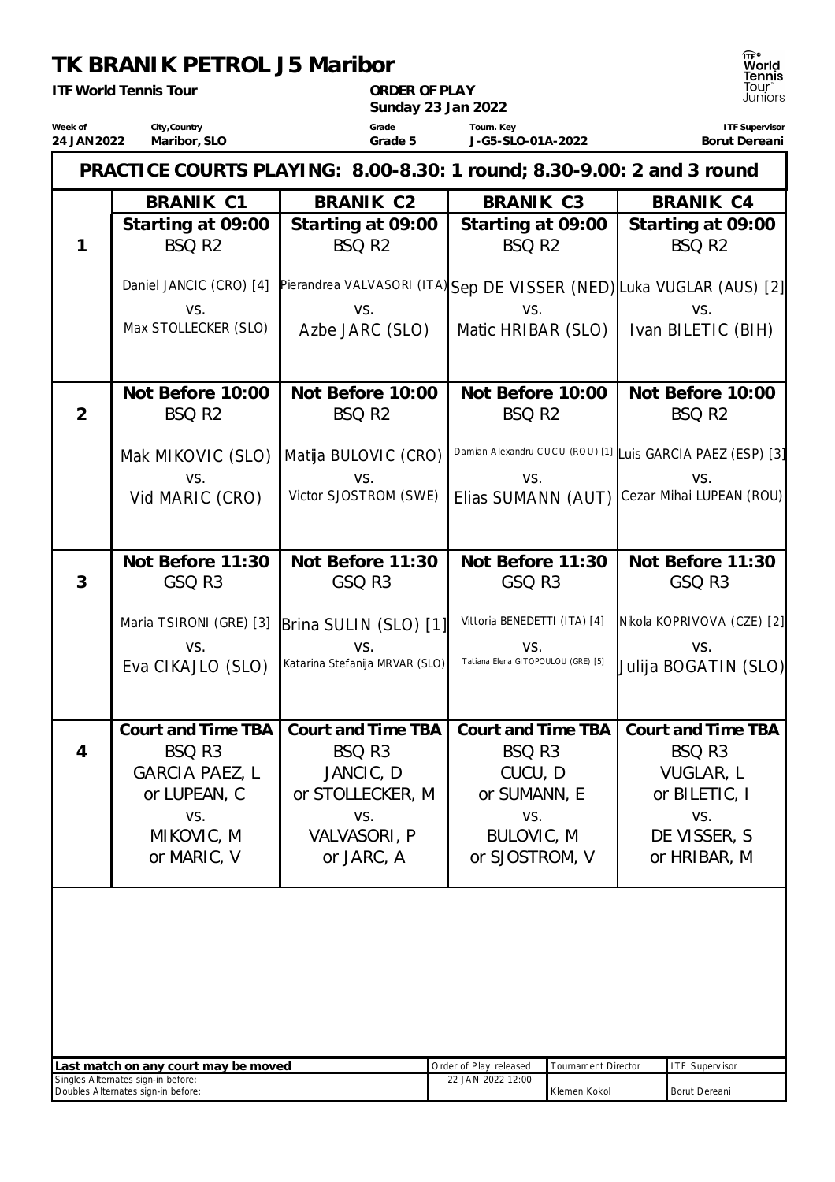# TK BRANIK PETROL J5 Maribor

**ITF World Tennis Tour**

**ORDER OF PLAY**
**Sunday 23 Jan 2022**

| Week of | City,Country | Grade | Tourn. Key | ITF Supervisor |
|---|---|---|---|---|
| 24 JAN 2022 | Maribor, SLO | Grade 5 | J-G5-SLO-01A-2022 | Borut Dereani |

**PRACTICE COURTS PLAYING: 8.00-8.30: 1 round; 8.30-9.00: 2 and 3 round**

| | BRANIK C1 | BRANIK C2 | BRANIK C3 | BRANIK C4 |
|---|---|---|---|---|
| 1 | **Starting at 09:00**<br>BSQ R2<br>Daniel JANCIC (CRO) [4]<br>vs.<br>Max STOLLECKER (SLO) | **Starting at 09:00**<br>BSQ R2<br>Pierandrea VALVASORI (ITA)<br>vs.<br>Azbe JARC (SLO) | **Starting at 09:00**<br>BSQ R2<br>Sep DE VISSER (NED)<br>vs.<br>Matic HRIBAR (SLO) | **Starting at 09:00**<br>BSQ R2<br>Luka VUGLAR (AUS) [2]<br>vs.<br>Ivan BILETIC (BIH) |
| 2 | **Not Before 10:00**<br>BSQ R2<br>Mak MIKOVIC (SLO)<br>vs.<br>Vid MARIC (CRO) | **Not Before 10:00**<br>BSQ R2<br>Matija BULOVIC (CRO)<br>vs.<br>Victor SJOSTROM (SWE) | **Not Before 10:00**<br>BSQ R2<br>Damian Alexandru CUCU (ROU) [1]<br>vs.<br>Elias SUMANN (AUT) | **Not Before 10:00**<br>BSQ R2<br>Luis GARCIA PAEZ (ESP) [3]<br>vs.<br>Cezar Mihai LUPEAN (ROU) |
| 3 | **Not Before 11:30**<br>GSQ R3<br>Maria TSIRONI (GRE) [3]<br>vs.<br>Eva CIKAJLO (SLO) | **Not Before 11:30**<br>GSQ R3<br>Brina SULIN (SLO) [1]<br>vs.<br>Katarina Stefanija MRVAR (SLO) | **Not Before 11:30**<br>GSQ R3<br>Vittoria BENEDETTI (ITA) [4]<br>vs.<br>Tatiana Elena GITOPOULOU (GRE) [5] | **Not Before 11:30**<br>GSQ R3<br>Nikola KOPRIVOVA (CZE) [2]<br>vs.<br>Julija BOGATIN (SLO) |
| 4 | **Court and Time TBA**<br>BSQ R3<br>GARCIA PAEZ, L<br>or LUPEAN, C<br>vs.<br>MIKOVIC, M<br>or MARIC, V | **Court and Time TBA**<br>BSQ R3<br>JANCIC, D<br>or STOLLECKER, M<br>vs.<br>VALVASORI, P<br>or JARC, A | **Court and Time TBA**<br>BSQ R3<br>CUCU, D<br>or SUMANN, E<br>vs.<br>BULOVIC, M<br>or SJOSTROM, V | **Court and Time TBA**<br>BSQ R3<br>VUGLAR, L<br>or BILETIC, I<br>vs.<br>DE VISSER, S<br>or HRIBAR, M |

| Last match on any court may be moved | Order of Play released | Tournament Director | ITF Supervisor |
|---|---|---|---|
| Singles Alternates sign-in before:<br>Doubles Alternates sign-in before: | 22 JAN 2022 12:00 | Klemen Kokol | Borut Dereani |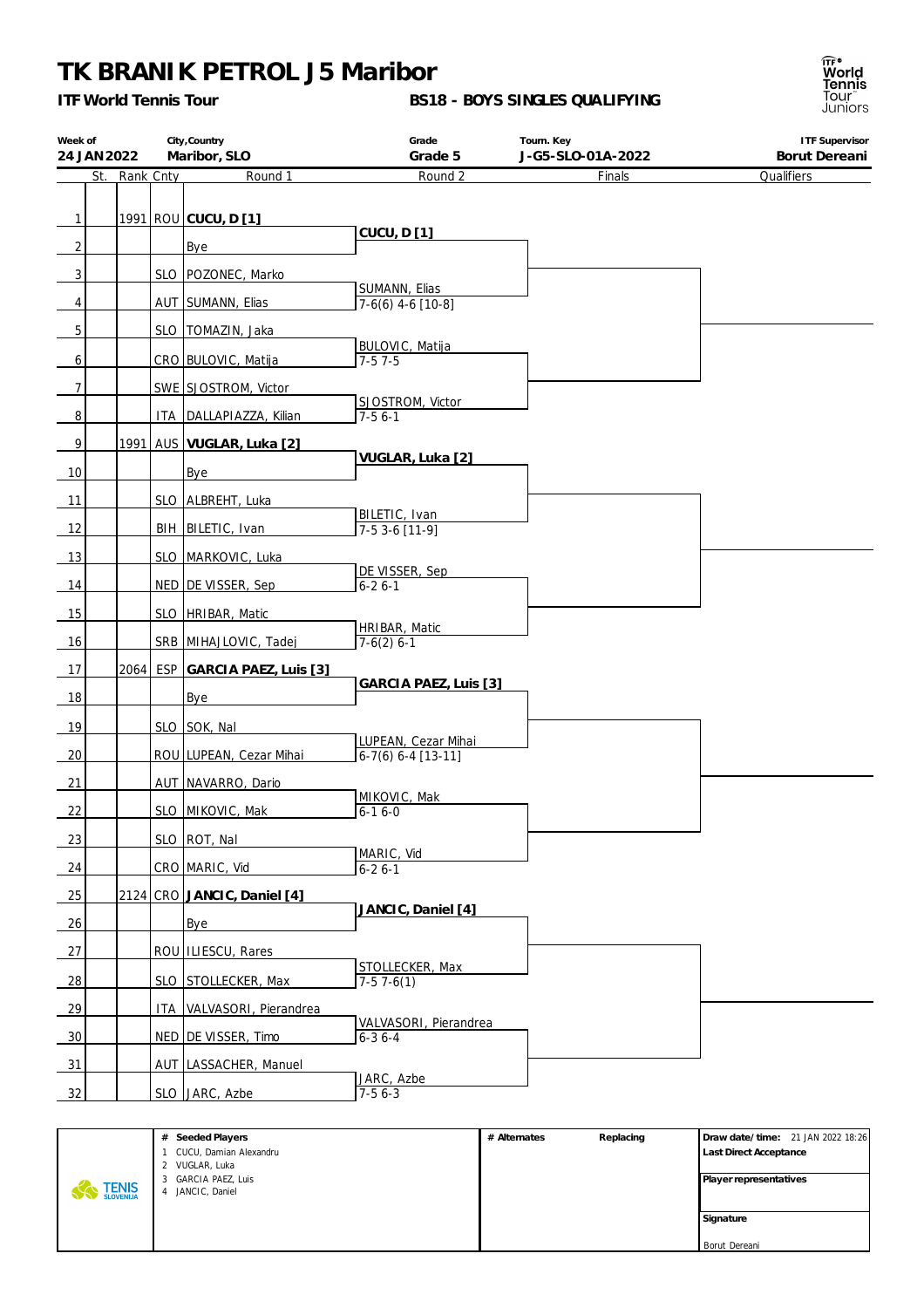# TK BRANIK PETROL J5 Maribor

**ITF World Tennis Tour**

**BS18 - BOYS SINGLES QUALIFYING**

| Week of | City,Country | Grade | Tourn. Key | ITF Supervisor |
|---|---|---|---|---|
| 24 JAN 2022 | Maribor, SLO | Grade 5 | J-G5-SLO-01A-2022 | Borut Dereani |

| # | St. | Rank | Cnty | Round 1 | Round 2 | Finals | Qualifiers |
|---|---|---|---|---|---|---|---|
| 1 | | 1991 | ROU | **CUCU, D [1]** | **CUCU, D [1]** | | |
| 2 | | | | Bye | | | |
| 3 | | | SLO | POZONEC, Marko | SUMANN, Elias | | |
| 4 | | | AUT | SUMANN, Elias | 7-6(6) 4-6 [10-8] | | |
| 5 | | | SLO | TOMAZIN, Jaka | BULOVIC, Matija | | |
| 6 | | | CRO | BULOVIC, Matija | 7-5 7-5 | | |
| 7 | | | SWE | SJOSTROM, Victor | SJOSTROM, Victor | | |
| 8 | | | ITA | DALLAPIAZZA, Kilian | 7-5 6-1 | | |
| 9 | | 1991 | AUS | **VUGLAR, Luka [2]** | **VUGLAR, Luka [2]** | | |
| 10 | | | | Bye | | | |
| 11 | | | SLO | ALBREHT, Luka | BILETIC, Ivan | | |
| 12 | | | BIH | BILETIC, Ivan | 7-5 3-6 [11-9] | | |
| 13 | | | SLO | MARKOVIC, Luka | DE VISSER, Sep | | |
| 14 | | | NED | DE VISSER, Sep | 6-2 6-1 | | |
| 15 | | | SLO | HRIBAR, Matic | HRIBAR, Matic | | |
| 16 | | | SRB | MIHAJLOVIC, Tadej | 7-6(2) 6-1 | | |
| 17 | | 2064 | ESP | **GARCIA PAEZ, Luis [3]** | **GARCIA PAEZ, Luis [3]** | | |
| 18 | | | | Bye | | | |
| 19 | | | SLO | SOK, Nal | LUPEAN, Cezar Mihai | | |
| 20 | | | ROU | LUPEAN, Cezar Mihai | 6-7(6) 6-4 [13-11] | | |
| 21 | | | AUT | NAVARRO, Dario | MIKOVIC, Mak | | |
| 22 | | | SLO | MIKOVIC, Mak | 6-1 6-0 | | |
| 23 | | | SLO | ROT, Nal | MARIC, Vid | | |
| 24 | | | CRO | MARIC, Vid | 6-2 6-1 | | |
| 25 | | 2124 | CRO | **JANCIC, Daniel [4]** | **JANCIC, Daniel [4]** | | |
| 26 | | | | Bye | | | |
| 27 | | | ROU | ILIESCU, Rares | STOLLECKER, Max | | |
| 28 | | | SLO | STOLLECKER, Max | 7-5 7-6(1) | | |
| 29 | | | ITA | VALVASORI, Pierandrea | VALVASORI, Pierandrea | | |
| 30 | | | NED | DE VISSER, Timo | 6-3 6-4 | | |
| 31 | | | AUT | LASSACHER, Manuel | JARC, Azbe | | |
| 32 | | | SLO | JARC, Azbe | 7-5 6-3 | | |

| # Seeded Players | # Alternates | Replacing | Draw date/time: 21 JAN 2022 18:26 |
|---|---|---|---|
| 1 CUCU, Damian Alexandru | | | Last Direct Acceptance |
| 2 VUGLAR, Luka | | | |
| 3 GARCIA PAEZ, Luis | | | Player representatives |
| 4 JANCIC, Daniel | | | |
| | | | Signature |
| | | | Borut Dereani |

TENIS SLOVENIJA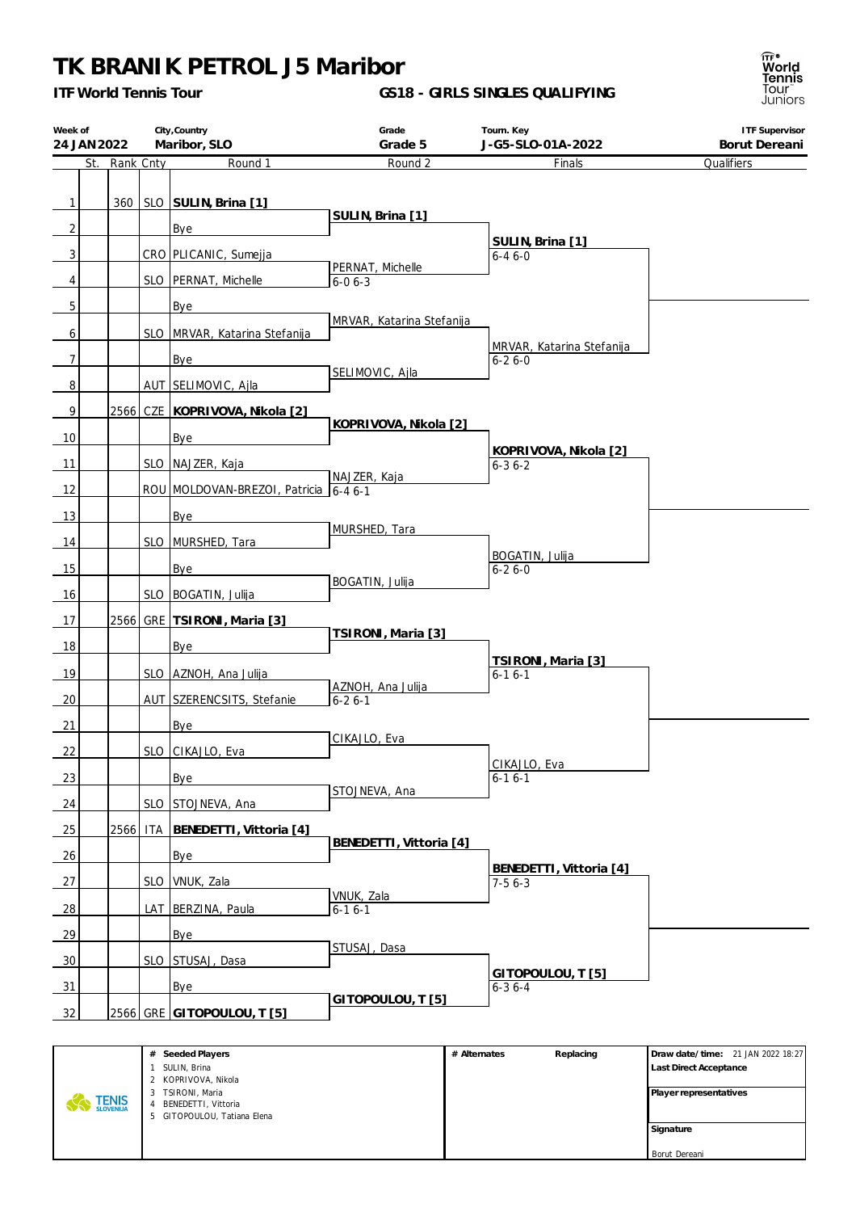# TK BRANIK PETROL J5 Maribor

**ITF World Tennis Tour** — **GS18 - GIRLS SINGLES QUALIFYING**

| Week of | City,Country | Grade | Tourn. Key | ITF Supervisor |
|---|---|---|---|---|
| 24 JAN 2022 | Maribor, SLO | Grade 5 | J-G5-SLO-01A-2022 | Borut Dereani |

| # | St. | Rank | Cnty | Round 1 | Round 2 | Finals | Qualifiers |
|---|---|---|---|---|---|---|---|
| 1 | | 360 | SLO | **SULIN, Brina [1]** | **SULIN, Brina [1]** | | |
| 2 | | | | Bye | | **SULIN, Brina [1]** 6-4 6-0 | |
| 3 | | | CRO | PLICANIC, Sumejja | PERNAT, Michelle 6-0 6-3 | | |
| 4 | | | SLO | PERNAT, Michelle | | | |
| 5 | | | | Bye | MRVAR, Katarina Stefanija | | |
| 6 | | | SLO | MRVAR, Katarina Stefanija | | MRVAR, Katarina Stefanija 6-2 6-0 | |
| 7 | | | | Bye | SELIMOVIC, Ajla | | |
| 8 | | | AUT | SELIMOVIC, Ajla | | | |
| 9 | | 2566 | CZE | **KOPRIVOVA, Nikola [2]** | **KOPRIVOVA, Nikola [2]** | | |
| 10 | | | | Bye | | **KOPRIVOVA, Nikola [2]** 6-3 6-2 | |
| 11 | | | SLO | NAJZER, Kaja | NAJZER, Kaja 6-4 6-1 | | |
| 12 | | | ROU | MOLDOVAN-BREZOI, Patricia | | | |
| 13 | | | | Bye | MURSHED, Tara | | |
| 14 | | | SLO | MURSHED, Tara | | BOGATIN, Julija 6-2 6-0 | |
| 15 | | | | Bye | BOGATIN, Julija | | |
| 16 | | | SLO | BOGATIN, Julija | | | |
| 17 | | 2566 | GRE | **TSIRONI, Maria [3]** | **TSIRONI, Maria [3]** | | |
| 18 | | | | Bye | | **TSIRONI, Maria [3]** 6-1 6-1 | |
| 19 | | | SLO | AZNOH, Ana Julija | AZNOH, Ana Julija 6-2 6-1 | | |
| 20 | | | AUT | SZERENCSITS, Stefanie | | | |
| 21 | | | | Bye | CIKAJLO, Eva | | |
| 22 | | | SLO | CIKAJLO, Eva | | CIKAJLO, Eva 6-1 6-1 | |
| 23 | | | | Bye | STOJNEVA, Ana | | |
| 24 | | | SLO | STOJNEVA, Ana | | | |
| 25 | | 2566 | ITA | **BENEDETTI, Vittoria [4]** | **BENEDETTI, Vittoria [4]** | | |
| 26 | | | | Bye | | **BENEDETTI, Vittoria [4]** 7-5 6-3 | |
| 27 | | | SLO | VNUK, Zala | VNUK, Zala 6-1 6-1 | | |
| 28 | | | LAT | BERZINA, Paula | | | |
| 29 | | | | Bye | STUSAJ, Dasa | | |
| 30 | | | SLO | STUSAJ, Dasa | | **GITOPOULOU, T [5]** 6-3 6-4 | |
| 31 | | | | Bye | **GITOPOULOU, T [5]** | | |
| 32 | | 2566 | GRE | **GITOPOULOU, T [5]** | | | |

| # Seeded Players | # Alternates | Replacing | |
|---|---|---|---|
| 1 SULIN, Brina | | | **Draw date/time:** 21 JAN 2022 18:27 |
| 2 KOPRIVOVA, Nikola | | | **Last Direct Acceptance** |
| 3 TSIRONI, Maria | | | **Player representatives** |
| 4 BENEDETTI, Vittoria | | | |
| 5 GITOPOULOU, Tatiana Elena | | | **Signature** |
| | | | Borut Dereani |